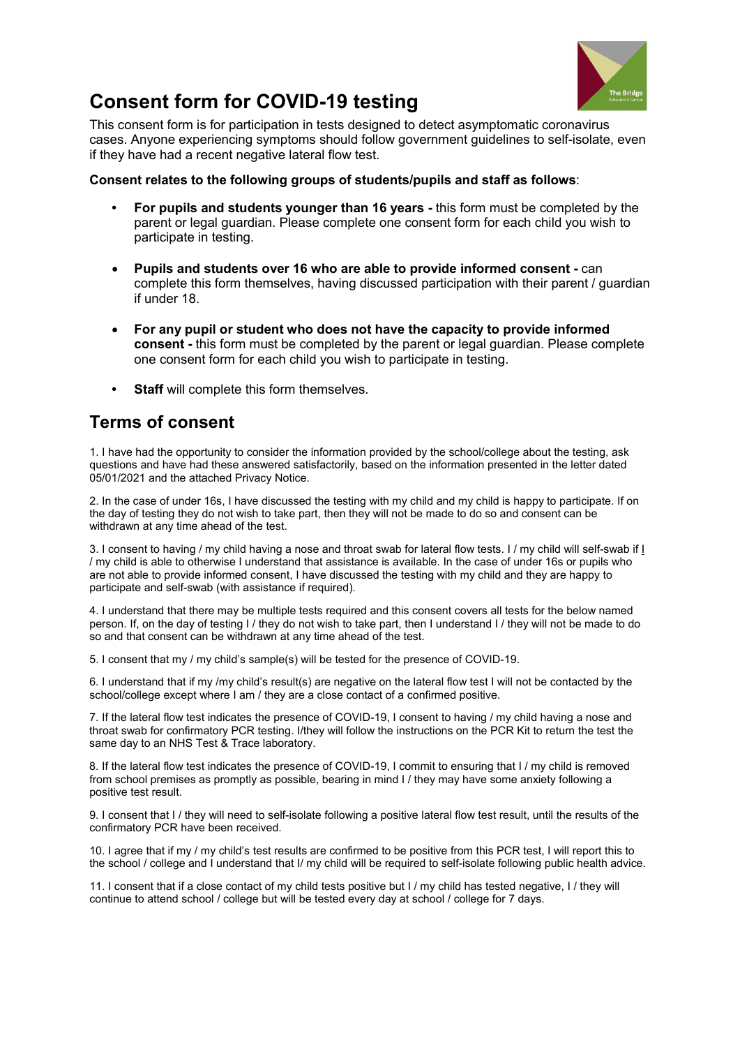# Consent form for COVID-19 testing

This consent form is for participation in tests designed to detect asymptomatic coronavirus cases. Anyone experiencing symptoms should follow government guidelines to self-isolate, even if they have had a recent negative lateral flow test.

**Consent relates to the following groups of students/pupils and staff as follows**:

- **For pupils and students younger than 16 years -** this form must be completed by the parent or legal guardian. Please complete one consent form for each child you wish to participate in testing.
- **Pupils and students over 16 who are able to provide informed consent -** can complete this form themselves, having discussed participation with their parent / guardian if under 18.
- **For any pupil or student who does not have the capacity to provide informed consent -** this form must be completed by the parent or legal guardian. Please complete one consent form for each child you wish to participate in testing.
- **Staff** will complete this form themselves.

## Terms of consent

1. I have had the opportunity to consider the information provided by the school/college about the testing, ask questions and have had these answered satisfactorily, based on the information presented in the letter dated 05/01/2021 and the attached Privacy Notice.

2. In the case of under 16s, I have discussed the testing with my child and my child is happy to participate. If on the day of testing they do not wish to take part, then they will not be made to do so and consent can be withdrawn at any time ahead of the test.

3. I consent to having / my child having a nose and throat swab for lateral flow tests. I / my child will self-swab if I / my child is able to otherwise I understand that assistance is available. In the case of under 16s or pupils who are not able to provide informed consent, I have discussed the testing with my child and they are happy to participate and self-swab (with assistance if required).

4. I understand that there may be multiple tests required and this consent covers all tests for the below named person. If, on the day of testing I / they do not wish to take part, then I understand I / they will not be made to do so and that consent can be withdrawn at any time ahead of the test.

5. I consent that my / my child's sample(s) will be tested for the presence of COVID-19.

6. I understand that if my /my child's result(s) are negative on the lateral flow test I will not be contacted by the school/college except where I am / they are a close contact of a confirmed positive.

7. If the lateral flow test indicates the presence of COVID-19, I consent to having / my child having a nose and throat swab for confirmatory PCR testing. I/they will follow the instructions on the PCR Kit to return the test the same day to an NHS Test & Trace laboratory.

8. If the lateral flow test indicates the presence of COVID-19, I commit to ensuring that I / my child is removed from school premises as promptly as possible, bearing in mind I / they may have some anxiety following a positive test result.

9. I consent that I / they will need to self-isolate following a positive lateral flow test result, until the results of the confirmatory PCR have been received.

10. I agree that if my / my child's test results are confirmed to be positive from this PCR test, I will report this to the school / college and I understand that I/ my child will be required to self-isolate following public health advice.

11. I consent that if a close contact of my child tests positive but I / my child has tested negative, I / they will continue to attend school / college but will be tested every day at school / college for 7 days.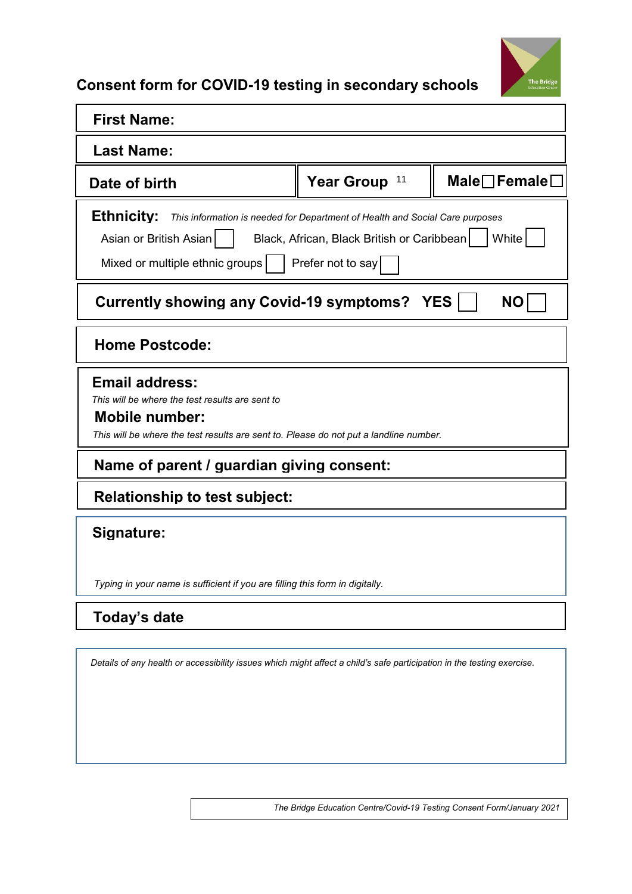## Consent form for COVID-19 testing in secondary schools

**First Name:**

**Last Name:**

| | | |
|---|---|---|
| **Date of birth** | **Year Group** 11 | **Male** ☐ **Female** ☐ |

**Ethnicity:** *This information is needed for Department of Health and Social Care purposes*

Asian or British Asian ☐ Black, African, Black British or Caribbean ☐ White ☐

Mixed or multiple ethnic groups ☐ Prefer not to say ☐

**Currently showing any Covid-19 symptoms? YES** ☐ **NO** ☐

**Home Postcode:**

**Email address:**

*This will be where the test results are sent to*

**Mobile number:**

*This will be where the test results are sent to. Please do not put a landline number.*

**Name of parent / guardian giving consent:**

**Relationship to test subject:**

**Signature:**

*Typing in your name is sufficient if you are filling this form in digitally.*

**Today's date**

*Details of any health or accessibility issues which might affect a child's safe participation in the testing exercise.*

*The Bridge Education Centre/Covid-19 Testing Consent Form/January 2021*